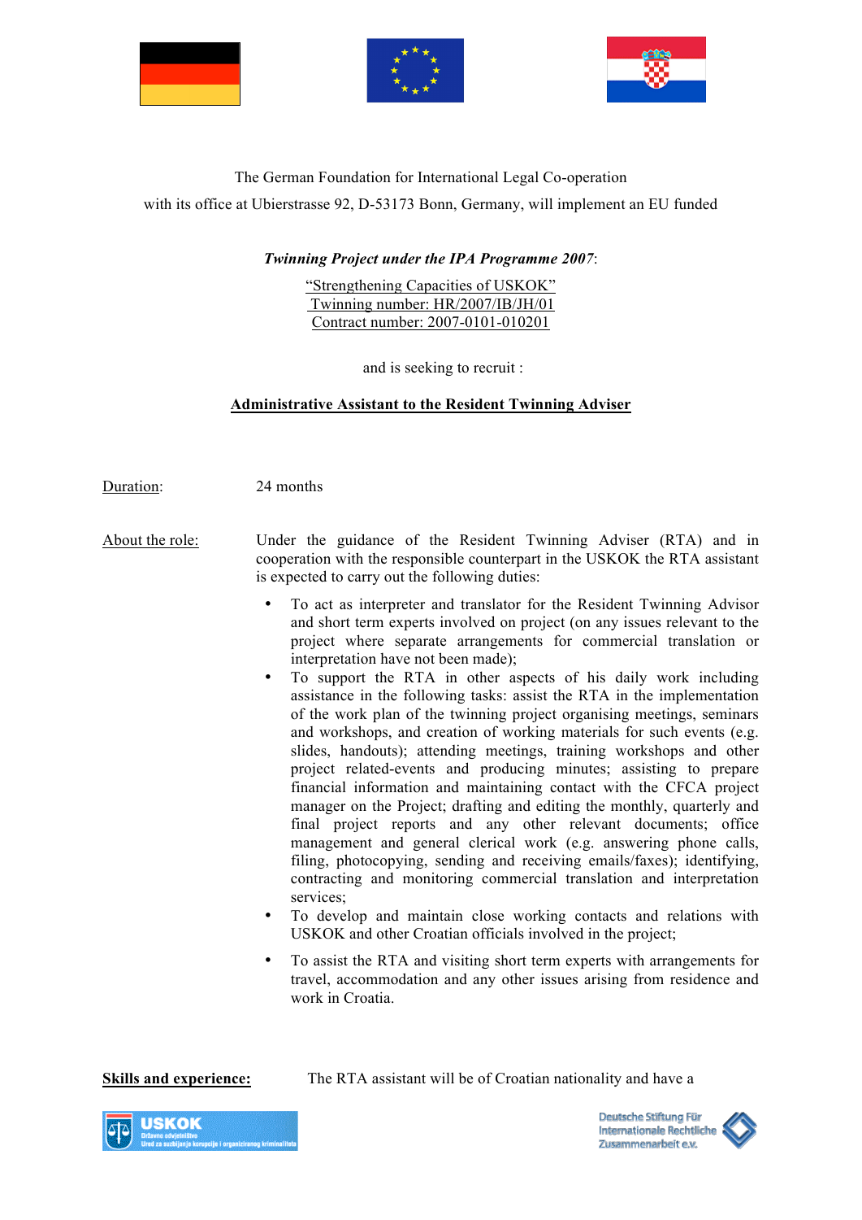The German Foundation for International Legal Co-operation

with its office at Ubierstrasse 92, D-53173 Bonn, Germany, will implement an EU funded

***Twinning Project under the IPA Programme 2007***:

"Strengthening Capacities of USKOK"
Twinning number: HR/2007/IB/JH/01
Contract number: 2007-0101-010201

and is seeking to recruit :

## Administrative Assistant to the Resident Twinning Adviser

Duration: 24 months

About the role: Under the guidance of the Resident Twinning Adviser (RTA) and in cooperation with the responsible counterpart in the USKOK the RTA assistant is expected to carry out the following duties:

- To act as interpreter and translator for the Resident Twinning Advisor and short term experts involved on project (on any issues relevant to the project where separate arrangements for commercial translation or interpretation have not been made);
- To support the RTA in other aspects of his daily work including assistance in the following tasks: assist the RTA in the implementation of the work plan of the twinning project organising meetings, seminars and workshops, and creation of working materials for such events (e.g. slides, handouts); attending meetings, training workshops and other project related-events and producing minutes; assisting to prepare financial information and maintaining contact with the CFCA project manager on the Project; drafting and editing the monthly, quarterly and final project reports and any other relevant documents; office management and general clerical work (e.g. answering phone calls, filing, photocopying, sending and receiving emails/faxes); identifying, contracting and monitoring commercial translation and interpretation services;
- To develop and maintain close working contacts and relations with USKOK and other Croatian officials involved in the project;
- To assist the RTA and visiting short term experts with arrangements for travel, accommodation and any other issues arising from residence and work in Croatia.

**Skills and experience:** The RTA assistant will be of Croatian nationality and have a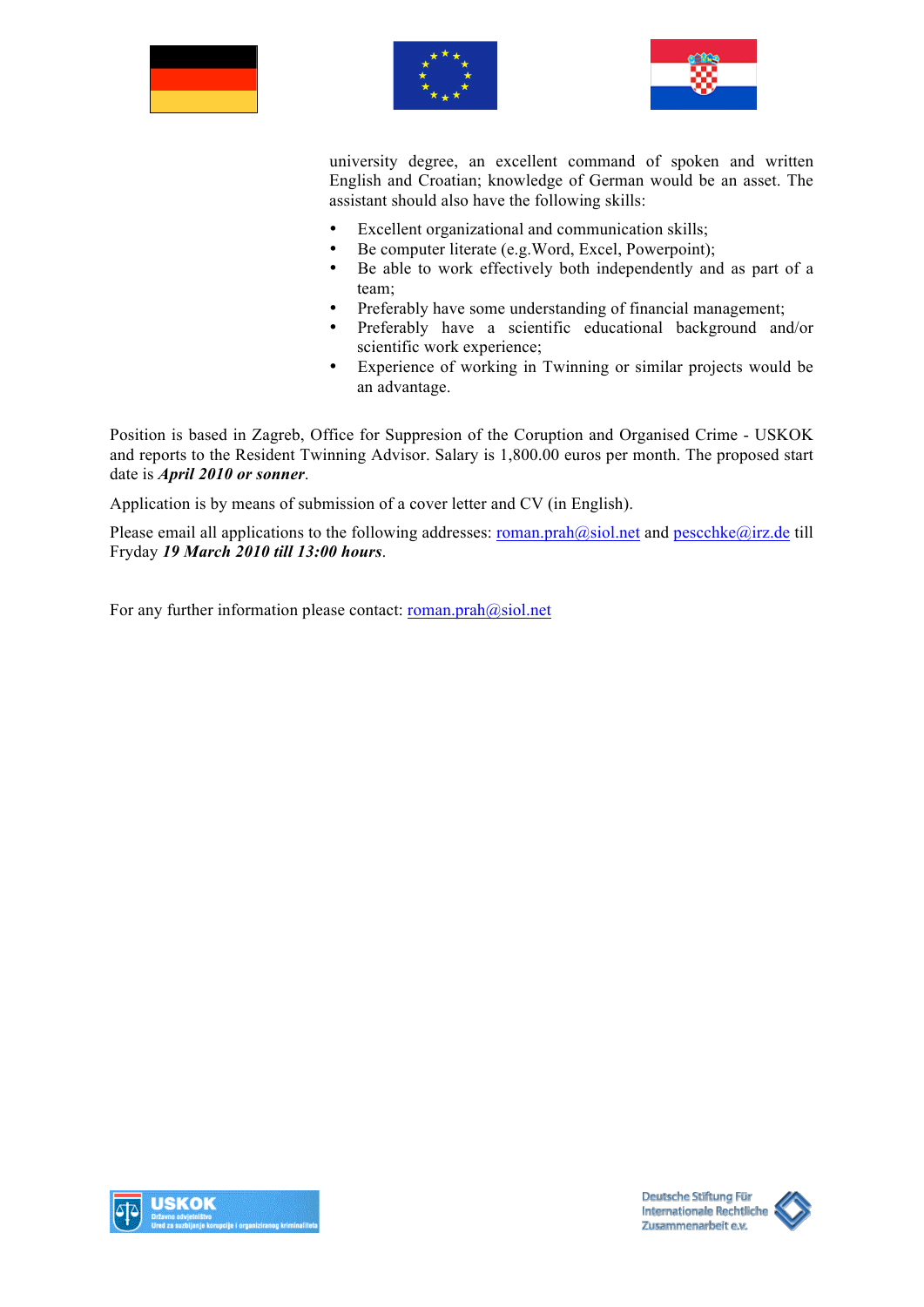university degree, an excellent command of spoken and written English and Croatian; knowledge of German would be an asset. The assistant should also have the following skills:

- Excellent organizational and communication skills;
- Be computer literate (e.g.Word, Excel, Powerpoint);
- Be able to work effectively both independently and as part of a team;
- Preferably have some understanding of financial management;
- Preferably have a scientific educational background and/or scientific work experience;
- Experience of working in Twinning or similar projects would be an advantage.

Position is based in Zagreb, Office for Suppresion of the Coruption and Organised Crime - USKOK and reports to the Resident Twinning Advisor. Salary is 1,800.00 euros per month. The proposed start date is ***April 2010 or sonner***.

Application is by means of submission of a cover letter and CV (in English).

Please email all applications to the following addresses: roman.prah@siol.net and pescchke@irz.de till Fryday ***19 March 2010 till 13:00 hours***.

For any further information please contact: roman.prah@siol.net